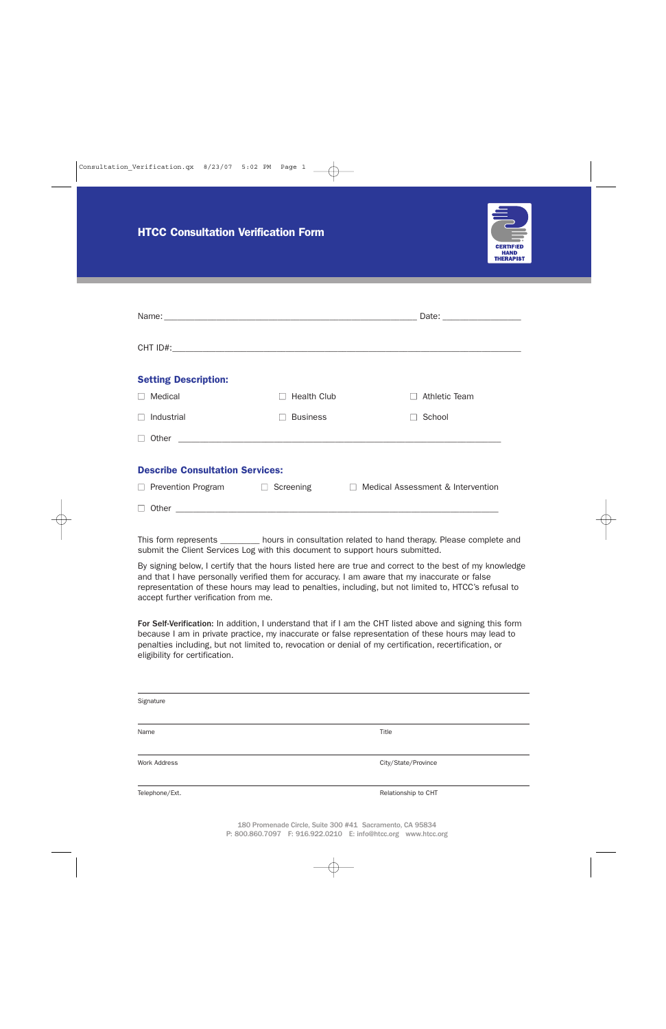# HTCC Consultation Verification Form

Name: ____________________________________________ Date: _______________

CHT ID#: ____________________________________________________________

### Setting Description:

☐ Medical ☐ Health Club ☐ Athletic Team

☐ Industrial ☐ Business ☐ School

☐ Other ____________________________________________________________

### Describe Consultation Services:

☐ Prevention Program ☐ Screening ☐ Medical Assessment & Intervention

☐ Other ____________________________________________________________

This form represents ________ hours in consultation related to hand therapy. Please complete and submit the Client Services Log with this document to support hours submitted.

By signing below, I certify that the hours listed here are true and correct to the best of my knowledge and that I have personally verified them for accuracy. I am aware that my inaccurate or false representation of these hours may lead to penalties, including, but not limited to, HTCC's refusal to accept further verification from me.

**For Self-Verification:** In addition, I understand that if I am the CHT listed above and signing this form because I am in private practice, my inaccurate or false representation of these hours may lead to penalties including, but not limited to, revocation or denial of my certification, recertification, or eligibility for certification.

______________________________________________________________
Signature

______________________________________________________________
Name Title

______________________________________________________________
Work Address City/State/Province

______________________________________________________________
Telephone/Ext. Relationship to CHT

180 Promenade Circle, Suite 300 #41 Sacramento, CA 95834
P: 800.860.7097 F: 916.922.0210 E: info@htcc.org www.htcc.org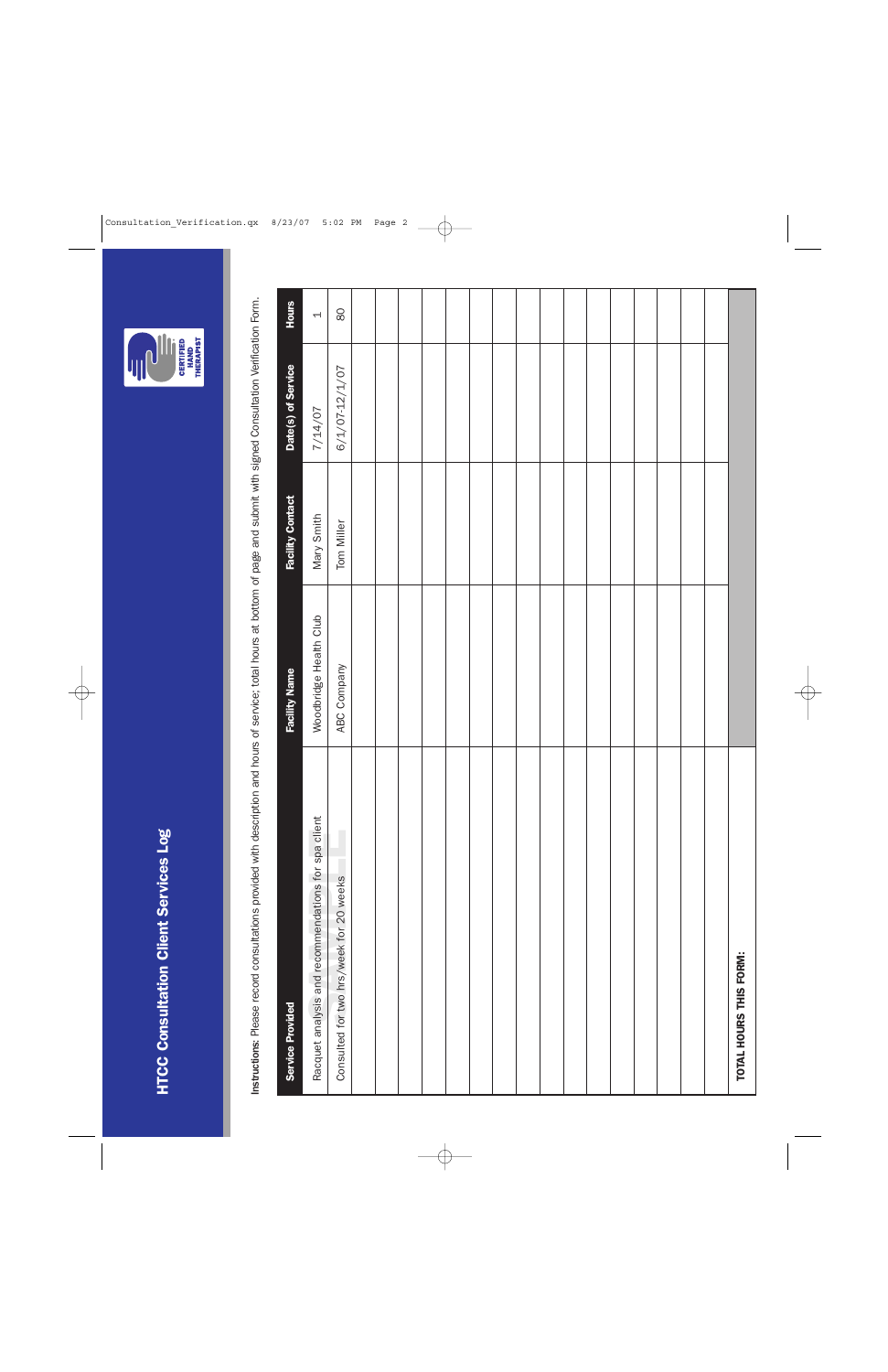# HTCC Consultation Client Services Log

CERTIFIED HAND THERAPIST

**Instructions:** Please record consultations provided with description and hours of service; total hours at bottom of page and submit with signed Consultation Verification Form.

| Service Provided | Facility Name | Facility Contact | Date(s) of Service | Hours |
|---|---|---|---|---|
| Racquet analysis and recommendations for spa client | Woodbridge Health Club | Mary Smith | 7/14/07 | 1 |
| Consulted for two hrs/week for 20 weeks | ABC Company | Tom Miller | 6/1/07-12/1/07 | 80 |
| | | | | |
| | | | | |
| | | | | |
| | | | | |
| | | | | |
| | | | | |
| | | | | |
| | | | | |
| | | | | |
| | | | | |
| | | | | |
| | | | | |
| | | | | |
| **TOTAL HOURS THIS FORM:** | | | | |